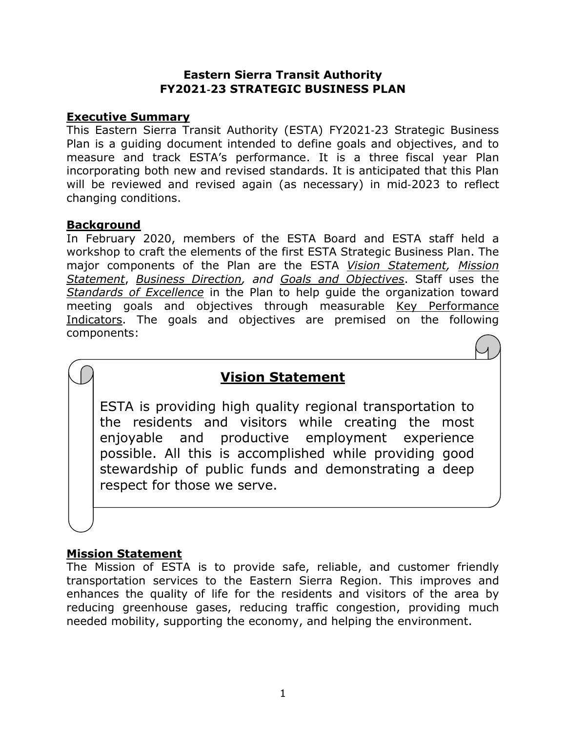# Eastern Sierra Transit Authority
# FY2021-23 STRATEGIC BUSINESS PLAN

## Executive Summary

This Eastern Sierra Transit Authority (ESTA) FY2021-23 Strategic Business Plan is a guiding document intended to define goals and objectives, and to measure and track ESTA's performance. It is a three fiscal year Plan incorporating both new and revised standards. It is anticipated that this Plan will be reviewed and revised again (as necessary) in mid-2023 to reflect changing conditions.

## Background

In February 2020, members of the ESTA Board and ESTA staff held a workshop to craft the elements of the first ESTA Strategic Business Plan. The major components of the Plan are the ESTA *Vision Statement, Mission Statement*, *Business Direction, and Goals and Objectives*. Staff uses the *Standards of Excellence* in the Plan to help guide the organization toward meeting goals and objectives through measurable Key Performance Indicators. The goals and objectives are premised on the following components:

## Vision Statement

ESTA is providing high quality regional transportation to the residents and visitors while creating the most enjoyable and productive employment experience possible. All this is accomplished while providing good stewardship of public funds and demonstrating a deep respect for those we serve.

## Mission Statement

The Mission of ESTA is to provide safe, reliable, and customer friendly transportation services to the Eastern Sierra Region. This improves and enhances the quality of life for the residents and visitors of the area by reducing greenhouse gases, reducing traffic congestion, providing much needed mobility, supporting the economy, and helping the environment.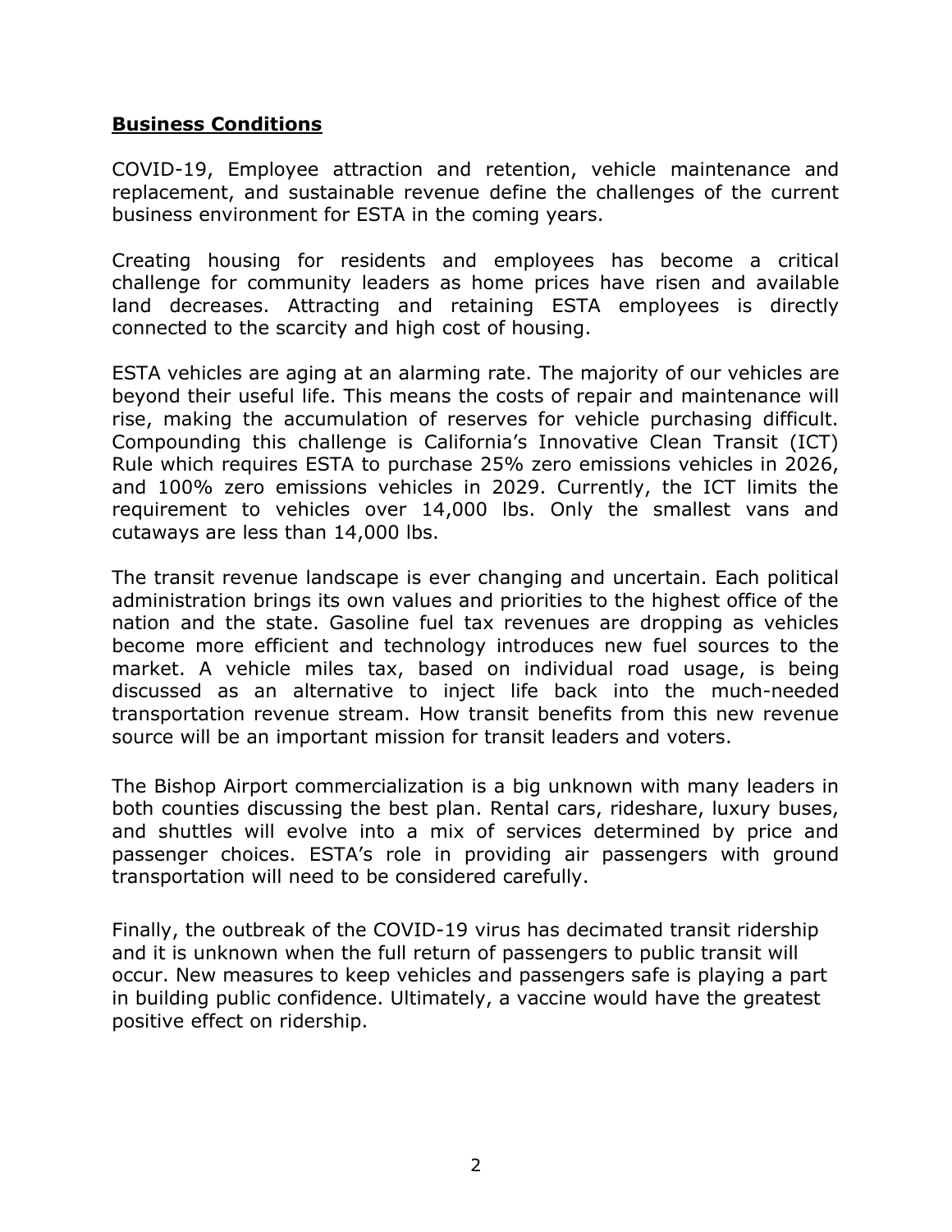## **Business Conditions**

COVID-19, Employee attraction and retention, vehicle maintenance and replacement, and sustainable revenue define the challenges of the current business environment for ESTA in the coming years.

Creating housing for residents and employees has become a critical challenge for community leaders as home prices have risen and available land decreases. Attracting and retaining ESTA employees is directly connected to the scarcity and high cost of housing.

ESTA vehicles are aging at an alarming rate. The majority of our vehicles are beyond their useful life. This means the costs of repair and maintenance will rise, making the accumulation of reserves for vehicle purchasing difficult. Compounding this challenge is California's Innovative Clean Transit (ICT) Rule which requires ESTA to purchase 25% zero emissions vehicles in 2026, and 100% zero emissions vehicles in 2029. Currently, the ICT limits the requirement to vehicles over 14,000 lbs. Only the smallest vans and cutaways are less than 14,000 lbs.

The transit revenue landscape is ever changing and uncertain. Each political administration brings its own values and priorities to the highest office of the nation and the state. Gasoline fuel tax revenues are dropping as vehicles become more efficient and technology introduces new fuel sources to the market. A vehicle miles tax, based on individual road usage, is being discussed as an alternative to inject life back into the much-needed transportation revenue stream. How transit benefits from this new revenue source will be an important mission for transit leaders and voters.

The Bishop Airport commercialization is a big unknown with many leaders in both counties discussing the best plan. Rental cars, rideshare, luxury buses, and shuttles will evolve into a mix of services determined by price and passenger choices. ESTA's role in providing air passengers with ground transportation will need to be considered carefully.

Finally, the outbreak of the COVID-19 virus has decimated transit ridership and it is unknown when the full return of passengers to public transit will occur. New measures to keep vehicles and passengers safe is playing a part in building public confidence. Ultimately, a vaccine would have the greatest positive effect on ridership.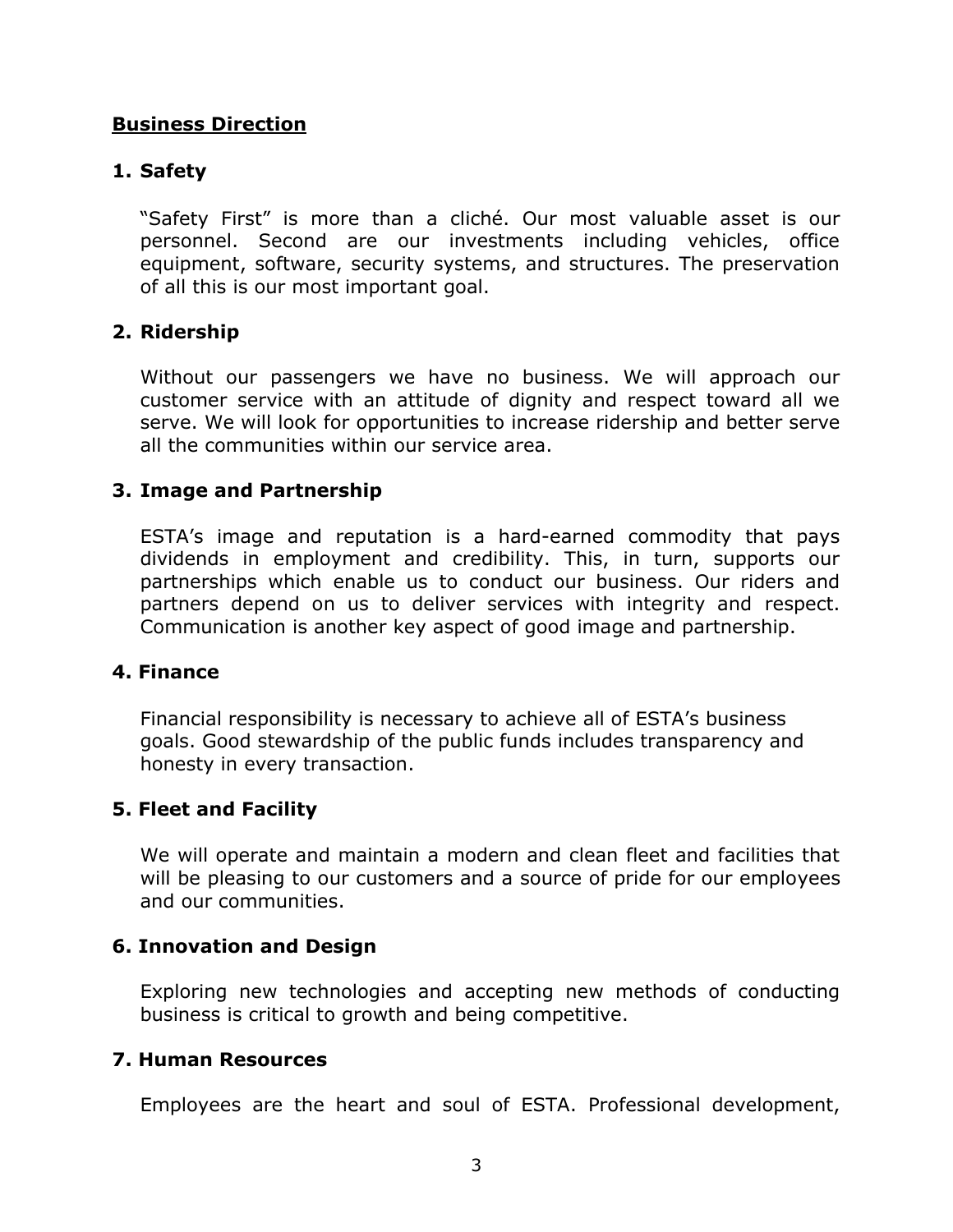## Business Direction

### 1. Safety

"Safety First" is more than a cliché. Our most valuable asset is our personnel. Second are our investments including vehicles, office equipment, software, security systems, and structures. The preservation of all this is our most important goal.

### 2. Ridership

Without our passengers we have no business. We will approach our customer service with an attitude of dignity and respect toward all we serve. We will look for opportunities to increase ridership and better serve all the communities within our service area.

### 3. Image and Partnership

ESTA's image and reputation is a hard-earned commodity that pays dividends in employment and credibility. This, in turn, supports our partnerships which enable us to conduct our business. Our riders and partners depend on us to deliver services with integrity and respect. Communication is another key aspect of good image and partnership.

### 4. Finance

Financial responsibility is necessary to achieve all of ESTA's business goals. Good stewardship of the public funds includes transparency and honesty in every transaction.

### 5. Fleet and Facility

We will operate and maintain a modern and clean fleet and facilities that will be pleasing to our customers and a source of pride for our employees and our communities.

### 6. Innovation and Design

Exploring new technologies and accepting new methods of conducting business is critical to growth and being competitive.

### 7. Human Resources

Employees are the heart and soul of ESTA. Professional development,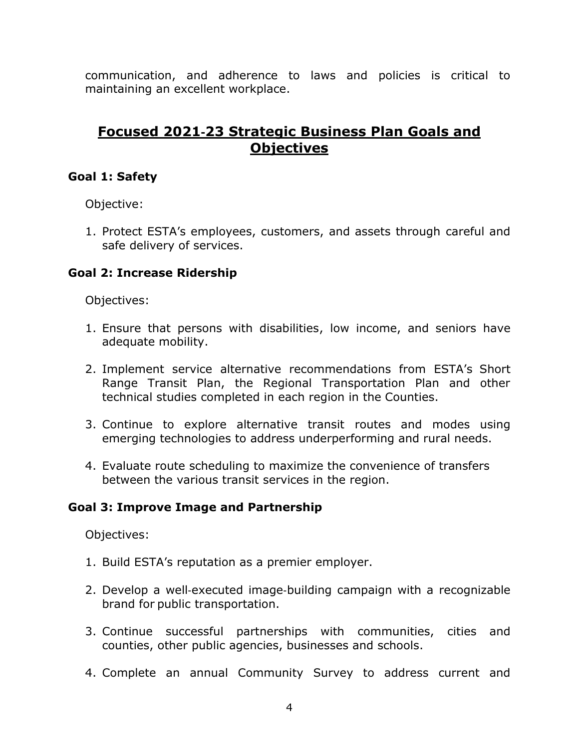communication, and adherence to laws and policies is critical to maintaining an excellent workplace.

## Focused 2021-23 Strategic Business Plan Goals and Objectives

### Goal 1: Safety

Objective:

1. Protect ESTA's employees, customers, and assets through careful and safe delivery of services.

### Goal 2: Increase Ridership

Objectives:

1. Ensure that persons with disabilities, low income, and seniors have adequate mobility.
2. Implement service alternative recommendations from ESTA's Short Range Transit Plan, the Regional Transportation Plan and other technical studies completed in each region in the Counties.
3. Continue to explore alternative transit routes and modes using emerging technologies to address underperforming and rural needs.
4. Evaluate route scheduling to maximize the convenience of transfers between the various transit services in the region.

### Goal 3: Improve Image and Partnership

Objectives:

1. Build ESTA's reputation as a premier employer.
2. Develop a well-executed image-building campaign with a recognizable brand for public transportation.
3. Continue successful partnerships with communities, cities and counties, other public agencies, businesses and schools.
4. Complete an annual Community Survey to address current and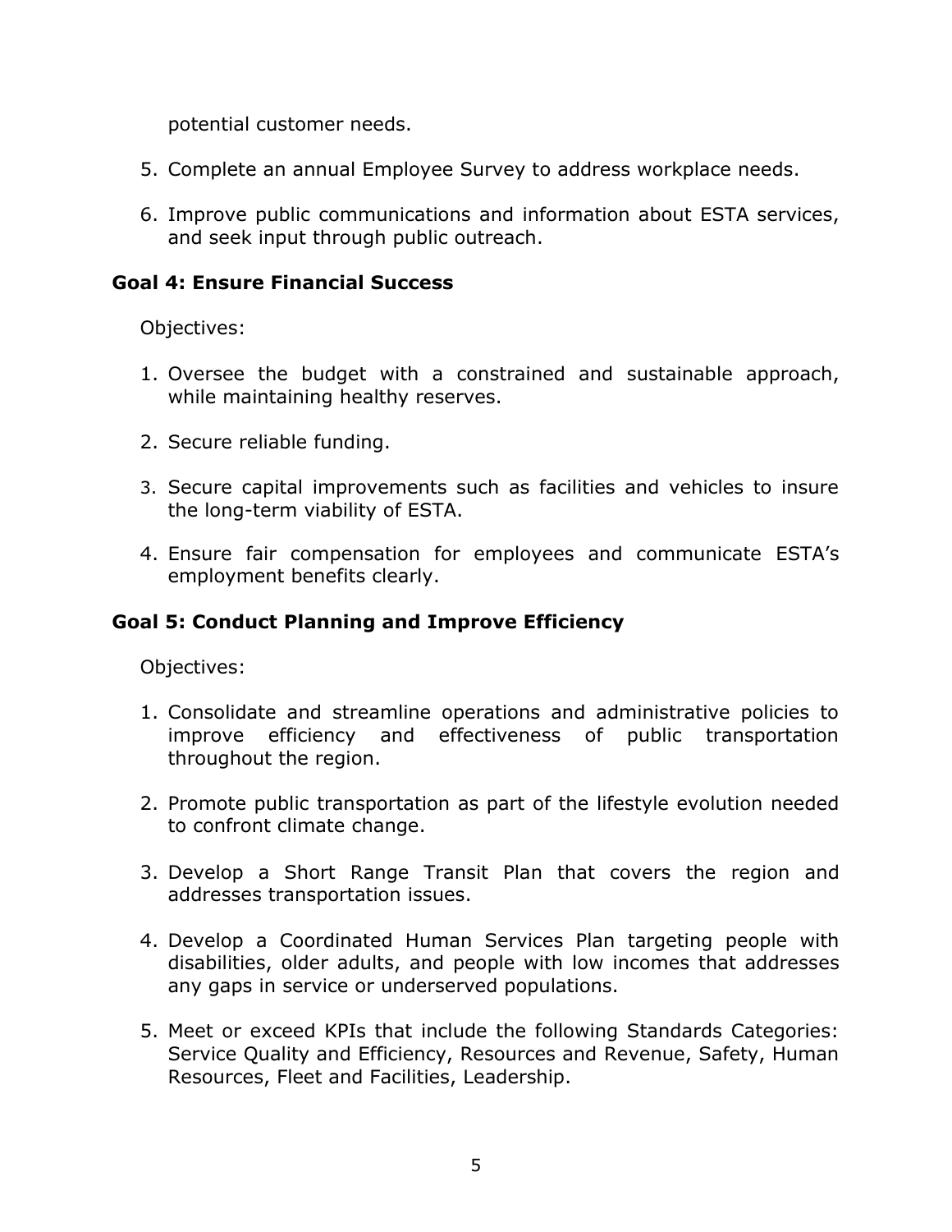potential customer needs.

5. Complete an annual Employee Survey to address workplace needs.

6. Improve public communications and information about ESTA services, and seek input through public outreach.

### Goal 4: Ensure Financial Success

Objectives:

1. Oversee the budget with a constrained and sustainable approach, while maintaining healthy reserves.

2. Secure reliable funding.

3. Secure capital improvements such as facilities and vehicles to insure the long-term viability of ESTA.

4. Ensure fair compensation for employees and communicate ESTA's employment benefits clearly.

### Goal 5: Conduct Planning and Improve Efficiency

Objectives:

1. Consolidate and streamline operations and administrative policies to improve efficiency and effectiveness of public transportation throughout the region.

2. Promote public transportation as part of the lifestyle evolution needed to confront climate change.

3. Develop a Short Range Transit Plan that covers the region and addresses transportation issues.

4. Develop a Coordinated Human Services Plan targeting people with disabilities, older adults, and people with low incomes that addresses any gaps in service or underserved populations.

5. Meet or exceed KPIs that include the following Standards Categories: Service Quality and Efficiency, Resources and Revenue, Safety, Human Resources, Fleet and Facilities, Leadership.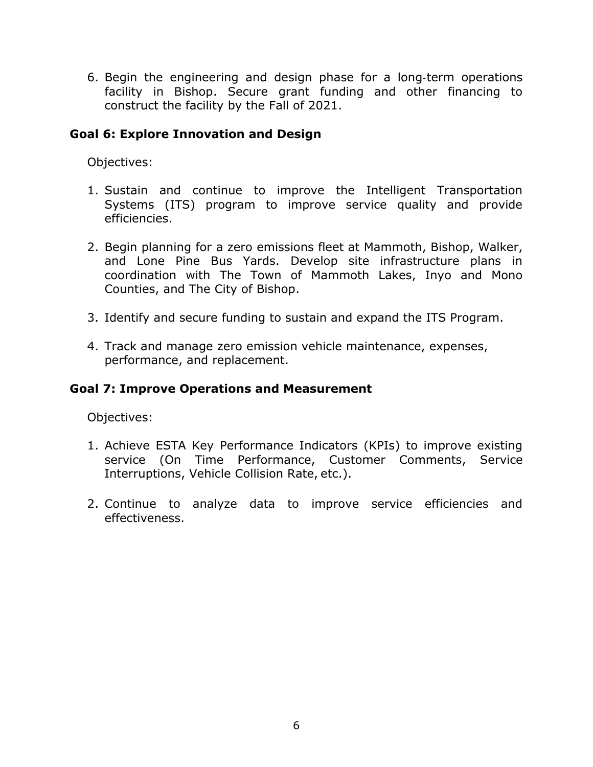6. Begin the engineering and design phase for a long-term operations facility in Bishop. Secure grant funding and other financing to construct the facility by the Fall of 2021.

### Goal 6: Explore Innovation and Design

Objectives:

1. Sustain and continue to improve the Intelligent Transportation Systems (ITS) program to improve service quality and provide efficiencies.

2. Begin planning for a zero emissions fleet at Mammoth, Bishop, Walker, and Lone Pine Bus Yards. Develop site infrastructure plans in coordination with The Town of Mammoth Lakes, Inyo and Mono Counties, and The City of Bishop.

3. Identify and secure funding to sustain and expand the ITS Program.

4. Track and manage zero emission vehicle maintenance, expenses, performance, and replacement.

### Goal 7: Improve Operations and Measurement

Objectives:

1. Achieve ESTA Key Performance Indicators (KPIs) to improve existing service (On Time Performance, Customer Comments, Service Interruptions, Vehicle Collision Rate, etc.).

2. Continue to analyze data to improve service efficiencies and effectiveness.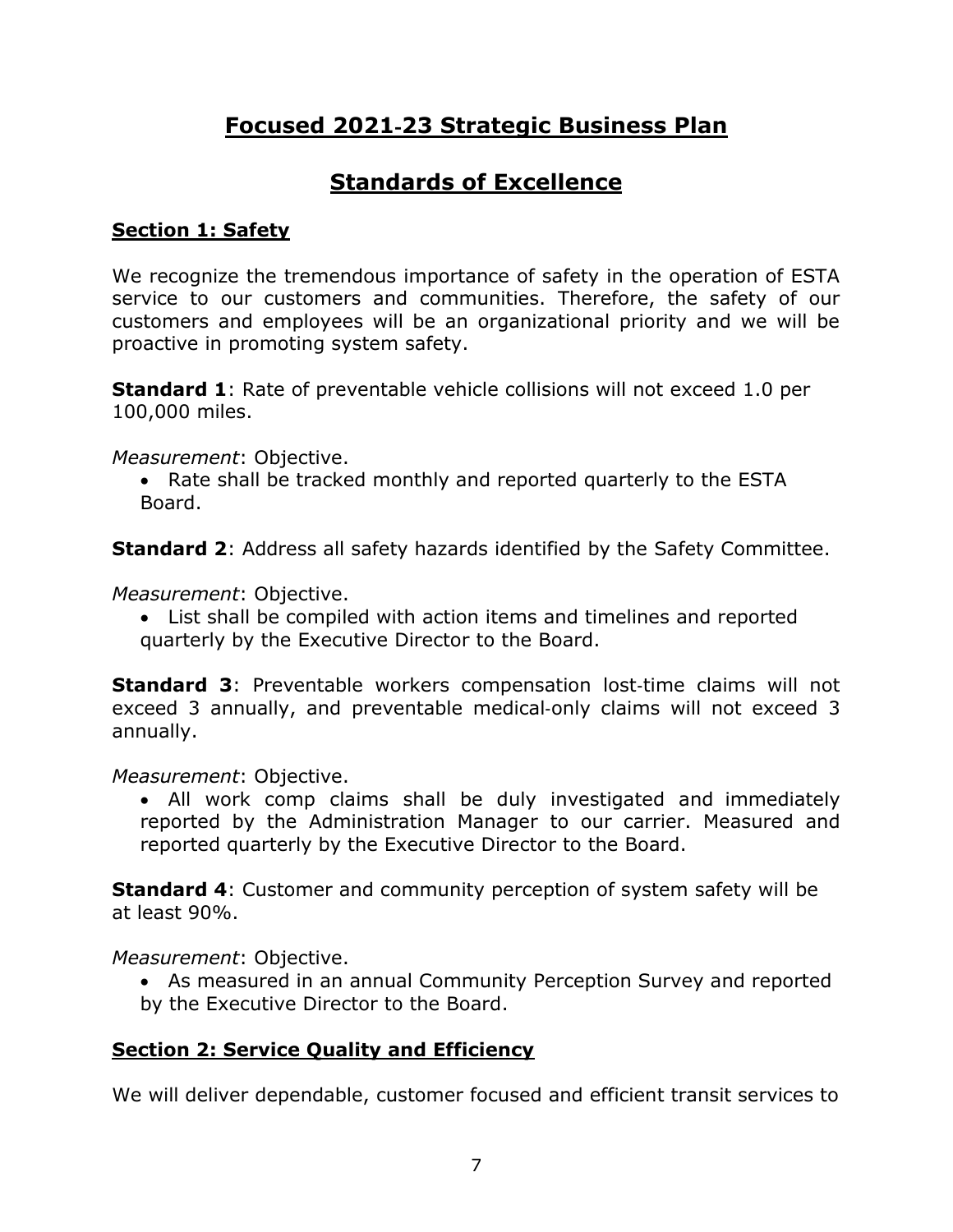# Focused 2021-23 Strategic Business Plan

## Standards of Excellence

### Section 1: Safety

We recognize the tremendous importance of safety in the operation of ESTA service to our customers and communities. Therefore, the safety of our customers and employees will be an organizational priority and we will be proactive in promoting system safety.

**Standard 1**: Rate of preventable vehicle collisions will not exceed 1.0 per 100,000 miles.

*Measurement*: Objective.

- Rate shall be tracked monthly and reported quarterly to the ESTA Board.

**Standard 2**: Address all safety hazards identified by the Safety Committee.

*Measurement*: Objective.

- List shall be compiled with action items and timelines and reported quarterly by the Executive Director to the Board.

**Standard 3**: Preventable workers compensation lost-time claims will not exceed 3 annually, and preventable medical-only claims will not exceed 3 annually.

*Measurement*: Objective.

- All work comp claims shall be duly investigated and immediately reported by the Administration Manager to our carrier. Measured and reported quarterly by the Executive Director to the Board.

**Standard 4**: Customer and community perception of system safety will be at least 90%.

*Measurement*: Objective.

- As measured in an annual Community Perception Survey and reported by the Executive Director to the Board.

### Section 2: Service Quality and Efficiency

We will deliver dependable, customer focused and efficient transit services to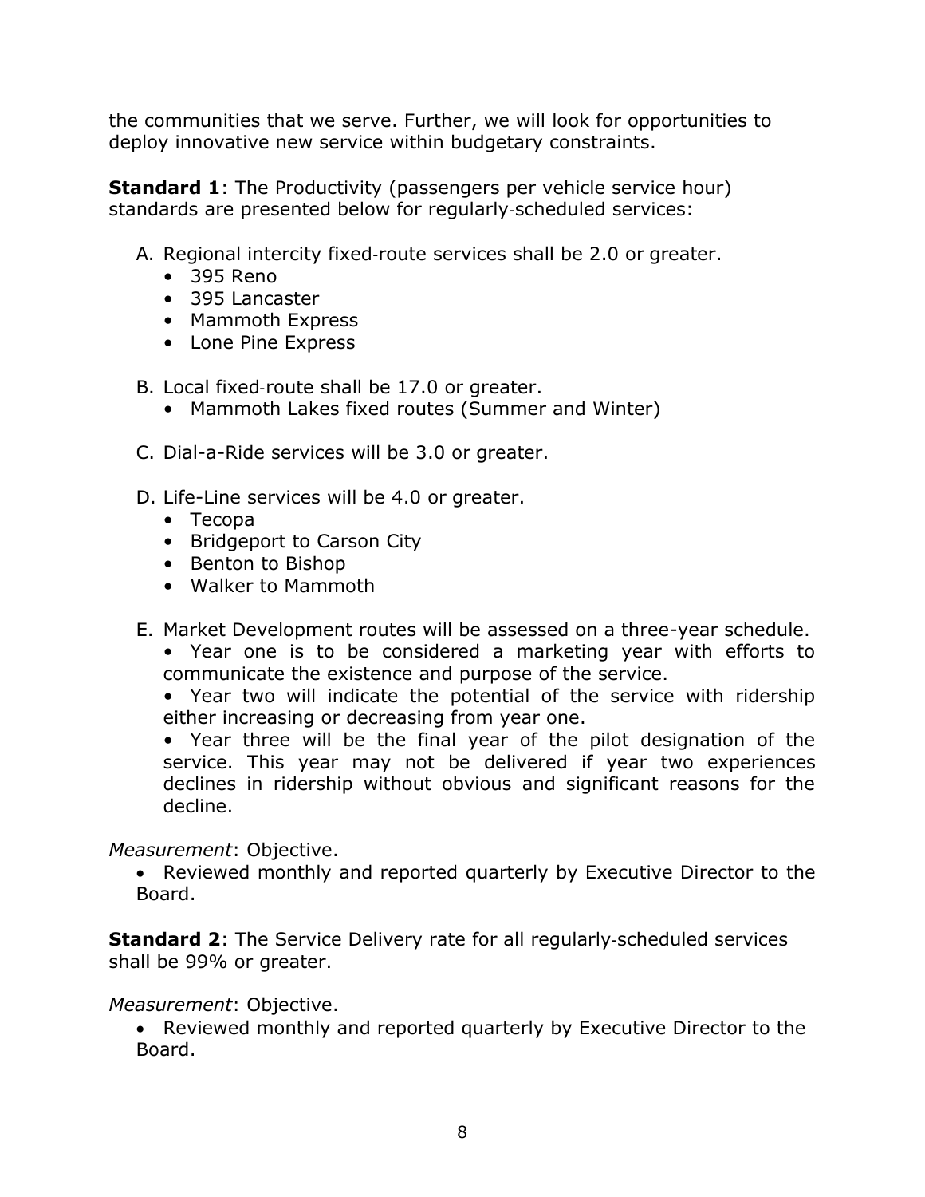the communities that we serve. Further, we will look for opportunities to deploy innovative new service within budgetary constraints.

**Standard 1**: The Productivity (passengers per vehicle service hour) standards are presented below for regularly-scheduled services:

A. Regional intercity fixed-route services shall be 2.0 or greater.
   - 395 Reno
   - 395 Lancaster
   - Mammoth Express
   - Lone Pine Express

B. Local fixed-route shall be 17.0 or greater.
   - Mammoth Lakes fixed routes (Summer and Winter)

C. Dial-a-Ride services will be 3.0 or greater.

D. Life-Line services will be 4.0 or greater.
   - Tecopa
   - Bridgeport to Carson City
   - Benton to Bishop
   - Walker to Mammoth

E. Market Development routes will be assessed on a three-year schedule.
   - Year one is to be considered a marketing year with efforts to communicate the existence and purpose of the service.
   - Year two will indicate the potential of the service with ridership either increasing or decreasing from year one.
   - Year three will be the final year of the pilot designation of the service. This year may not be delivered if year two experiences declines in ridership without obvious and significant reasons for the decline.

*Measurement*: Objective.

- Reviewed monthly and reported quarterly by Executive Director to the Board.

**Standard 2**: The Service Delivery rate for all regularly-scheduled services shall be 99% or greater.

*Measurement*: Objective.

- Reviewed monthly and reported quarterly by Executive Director to the Board.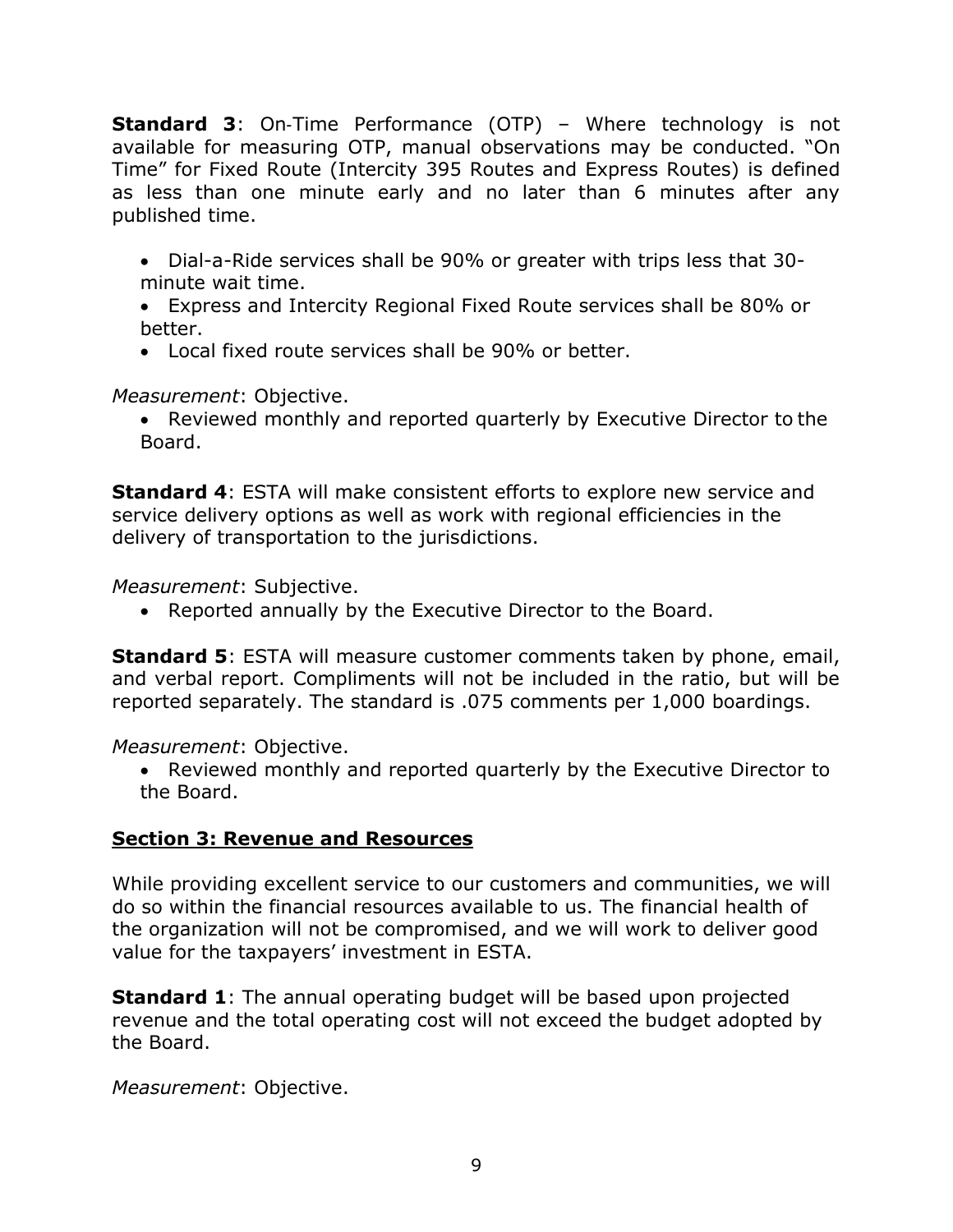**Standard 3**: On-Time Performance (OTP) – Where technology is not available for measuring OTP, manual observations may be conducted. "On Time" for Fixed Route (Intercity 395 Routes and Express Routes) is defined as less than one minute early and no later than 6 minutes after any published time.

- Dial-a-Ride services shall be 90% or greater with trips less that 30-minute wait time.
- Express and Intercity Regional Fixed Route services shall be 80% or better.
- Local fixed route services shall be 90% or better.

*Measurement*: Objective.

- Reviewed monthly and reported quarterly by Executive Director to the Board.

**Standard 4**: ESTA will make consistent efforts to explore new service and service delivery options as well as work with regional efficiencies in the delivery of transportation to the jurisdictions.

*Measurement*: Subjective.

- Reported annually by the Executive Director to the Board.

**Standard 5**: ESTA will measure customer comments taken by phone, email, and verbal report. Compliments will not be included in the ratio, but will be reported separately. The standard is .075 comments per 1,000 boardings.

*Measurement*: Objective.

- Reviewed monthly and reported quarterly by the Executive Director to the Board.

## <u>Section 3: Revenue and Resources</u>

While providing excellent service to our customers and communities, we will do so within the financial resources available to us. The financial health of the organization will not be compromised, and we will work to deliver good value for the taxpayers' investment in ESTA.

**Standard 1**: The annual operating budget will be based upon projected revenue and the total operating cost will not exceed the budget adopted by the Board.

*Measurement*: Objective.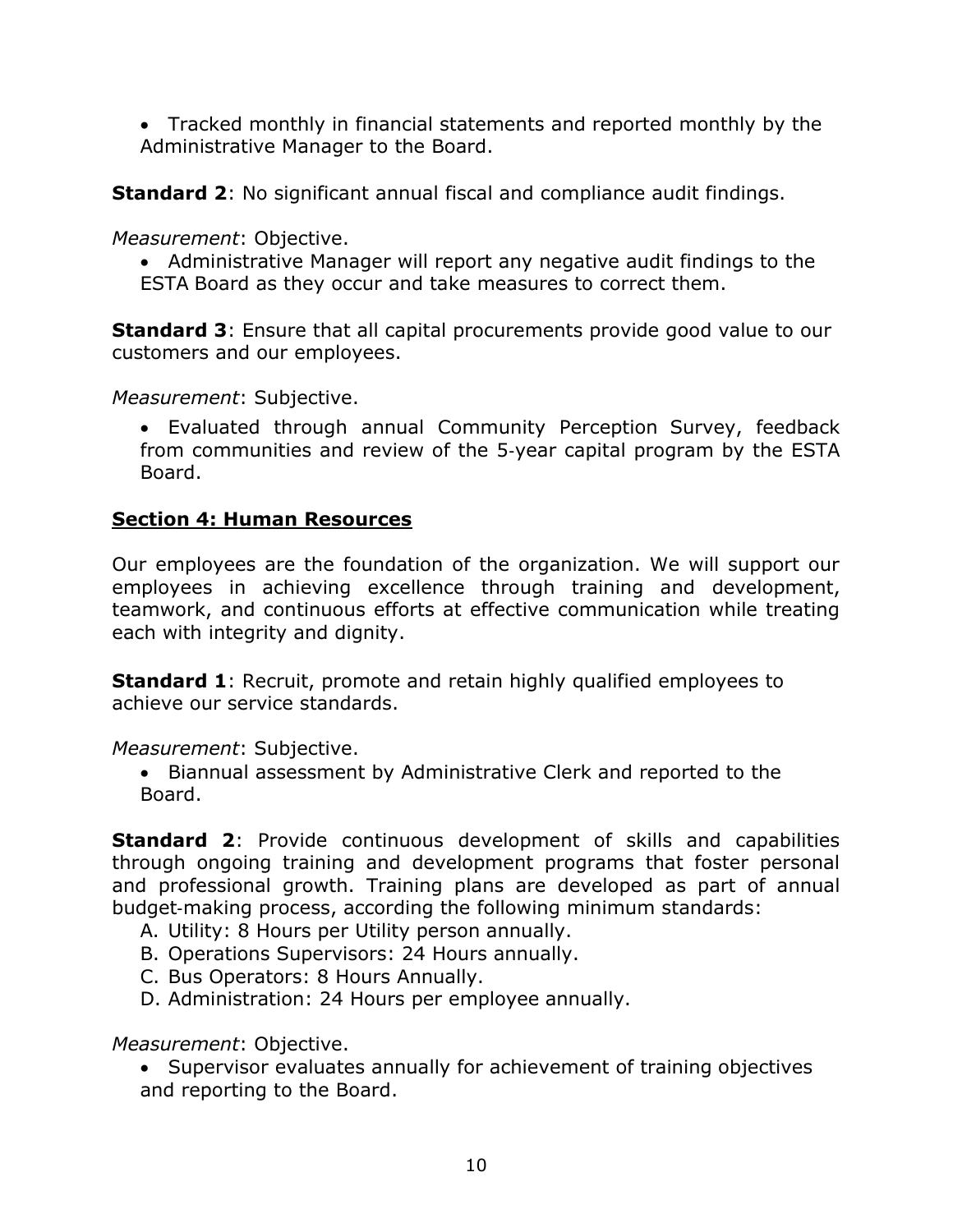- Tracked monthly in financial statements and reported monthly by the Administrative Manager to the Board.

**Standard 2**: No significant annual fiscal and compliance audit findings.

*Measurement*: Objective.

- Administrative Manager will report any negative audit findings to the ESTA Board as they occur and take measures to correct them.

**Standard 3**: Ensure that all capital procurements provide good value to our customers and our employees.

*Measurement*: Subjective.

- Evaluated through annual Community Perception Survey, feedback from communities and review of the 5-year capital program by the ESTA Board.

## Section 4: Human Resources

Our employees are the foundation of the organization. We will support our employees in achieving excellence through training and development, teamwork, and continuous efforts at effective communication while treating each with integrity and dignity.

**Standard 1**: Recruit, promote and retain highly qualified employees to achieve our service standards.

*Measurement*: Subjective.

- Biannual assessment by Administrative Clerk and reported to the Board.

**Standard 2**: Provide continuous development of skills and capabilities through ongoing training and development programs that foster personal and professional growth. Training plans are developed as part of annual budget-making process, according the following minimum standards:

A. Utility: 8 Hours per Utility person annually.
B. Operations Supervisors: 24 Hours annually.
C. Bus Operators: 8 Hours Annually.
D. Administration: 24 Hours per employee annually.

*Measurement*: Objective.

- Supervisor evaluates annually for achievement of training objectives and reporting to the Board.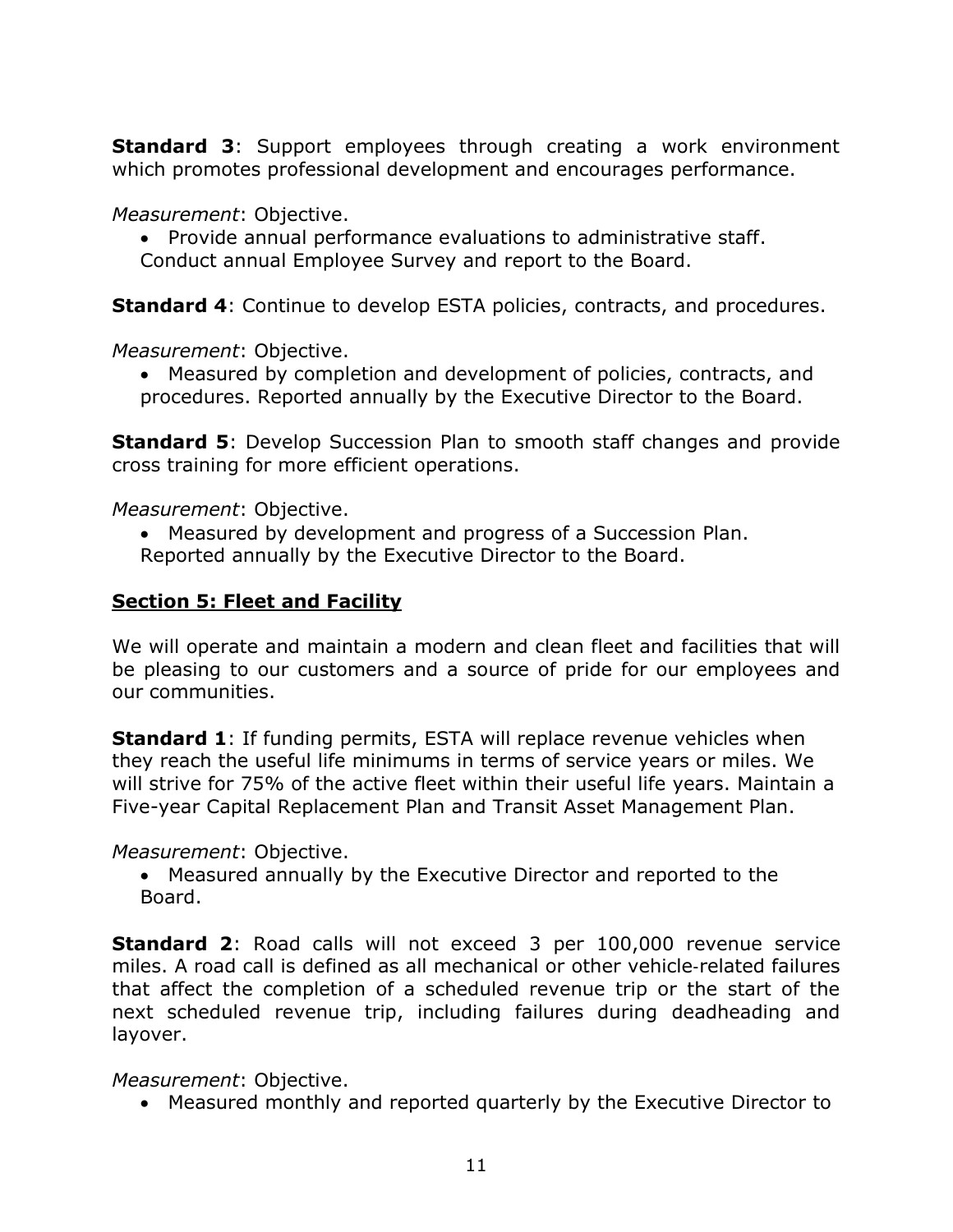**Standard 3**: Support employees through creating a work environment which promotes professional development and encourages performance.

*Measurement*: Objective.

- Provide annual performance evaluations to administrative staff. Conduct annual Employee Survey and report to the Board.

**Standard 4**: Continue to develop ESTA policies, contracts, and procedures.

*Measurement*: Objective.

- Measured by completion and development of policies, contracts, and procedures. Reported annually by the Executive Director to the Board.

**Standard 5**: Develop Succession Plan to smooth staff changes and provide cross training for more efficient operations.

*Measurement*: Objective.

- Measured by development and progress of a Succession Plan. Reported annually by the Executive Director to the Board.

## Section 5: Fleet and Facility

We will operate and maintain a modern and clean fleet and facilities that will be pleasing to our customers and a source of pride for our employees and our communities.

**Standard 1**: If funding permits, ESTA will replace revenue vehicles when they reach the useful life minimums in terms of service years or miles. We will strive for 75% of the active fleet within their useful life years. Maintain a Five-year Capital Replacement Plan and Transit Asset Management Plan.

*Measurement*: Objective.

- Measured annually by the Executive Director and reported to the Board.

**Standard 2**: Road calls will not exceed 3 per 100,000 revenue service miles. A road call is defined as all mechanical or other vehicle-related failures that affect the completion of a scheduled revenue trip or the start of the next scheduled revenue trip, including failures during deadheading and layover.

*Measurement*: Objective.

- Measured monthly and reported quarterly by the Executive Director to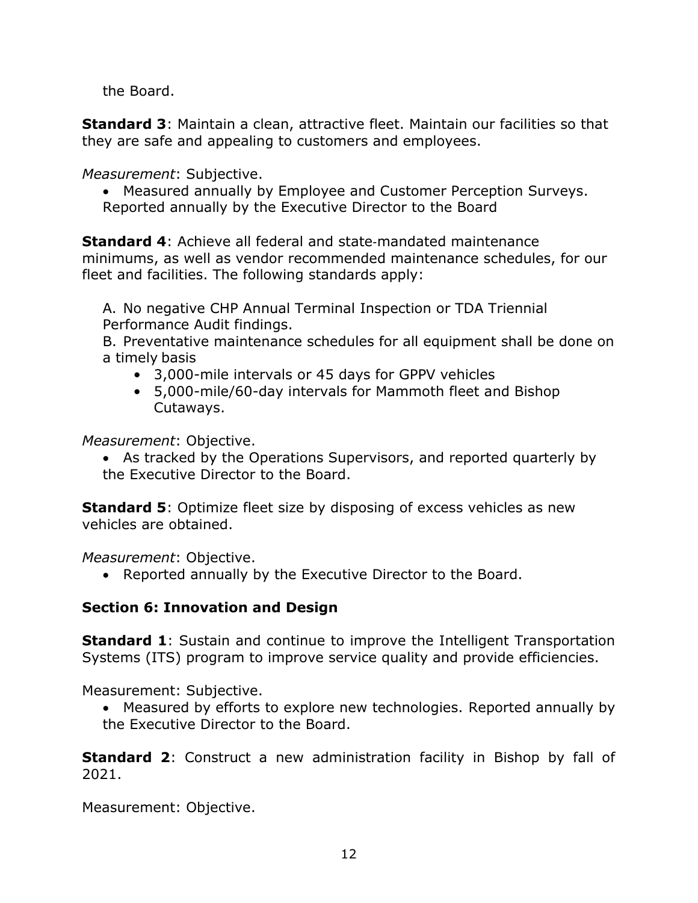the Board.

**Standard 3**: Maintain a clean, attractive fleet. Maintain our facilities so that they are safe and appealing to customers and employees.

*Measurement*: Subjective.

- Measured annually by Employee and Customer Perception Surveys. Reported annually by the Executive Director to the Board

**Standard 4**: Achieve all federal and state-mandated maintenance minimums, as well as vendor recommended maintenance schedules, for our fleet and facilities. The following standards apply:

A. No negative CHP Annual Terminal Inspection or TDA Triennial Performance Audit findings.

B. Preventative maintenance schedules for all equipment shall be done on a timely basis

- 3,000-mile intervals or 45 days for GPPV vehicles
- 5,000-mile/60-day intervals for Mammoth fleet and Bishop Cutaways.

*Measurement*: Objective.

- As tracked by the Operations Supervisors, and reported quarterly by the Executive Director to the Board.

**Standard 5**: Optimize fleet size by disposing of excess vehicles as new vehicles are obtained.

*Measurement*: Objective.

- Reported annually by the Executive Director to the Board.

**Section 6: Innovation and Design**

**Standard 1**: Sustain and continue to improve the Intelligent Transportation Systems (ITS) program to improve service quality and provide efficiencies.

Measurement: Subjective.

- Measured by efforts to explore new technologies. Reported annually by the Executive Director to the Board.

**Standard 2**: Construct a new administration facility in Bishop by fall of 2021.

Measurement: Objective.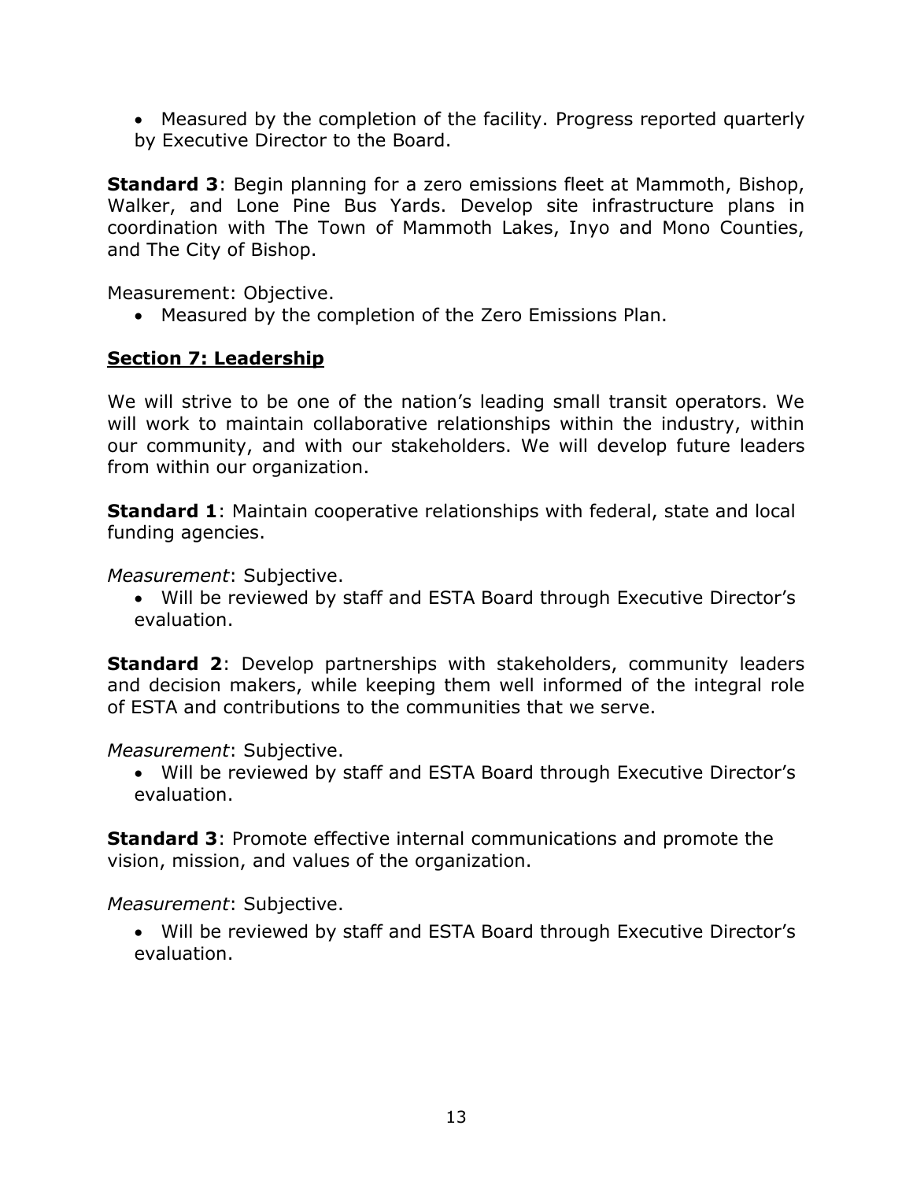- Measured by the completion of the facility. Progress reported quarterly by Executive Director to the Board.

**Standard 3**: Begin planning for a zero emissions fleet at Mammoth, Bishop, Walker, and Lone Pine Bus Yards. Develop site infrastructure plans in coordination with The Town of Mammoth Lakes, Inyo and Mono Counties, and The City of Bishop.

Measurement: Objective.

- Measured by the completion of the Zero Emissions Plan.

## <u>Section 7: Leadership</u>

We will strive to be one of the nation's leading small transit operators. We will work to maintain collaborative relationships within the industry, within our community, and with our stakeholders. We will develop future leaders from within our organization.

**Standard 1**: Maintain cooperative relationships with federal, state and local funding agencies.

*Measurement*: Subjective.

- Will be reviewed by staff and ESTA Board through Executive Director's evaluation.

**Standard 2**: Develop partnerships with stakeholders, community leaders and decision makers, while keeping them well informed of the integral role of ESTA and contributions to the communities that we serve.

*Measurement*: Subjective.

- Will be reviewed by staff and ESTA Board through Executive Director's evaluation.

**Standard 3**: Promote effective internal communications and promote the vision, mission, and values of the organization.

*Measurement*: Subjective.

- Will be reviewed by staff and ESTA Board through Executive Director's evaluation.